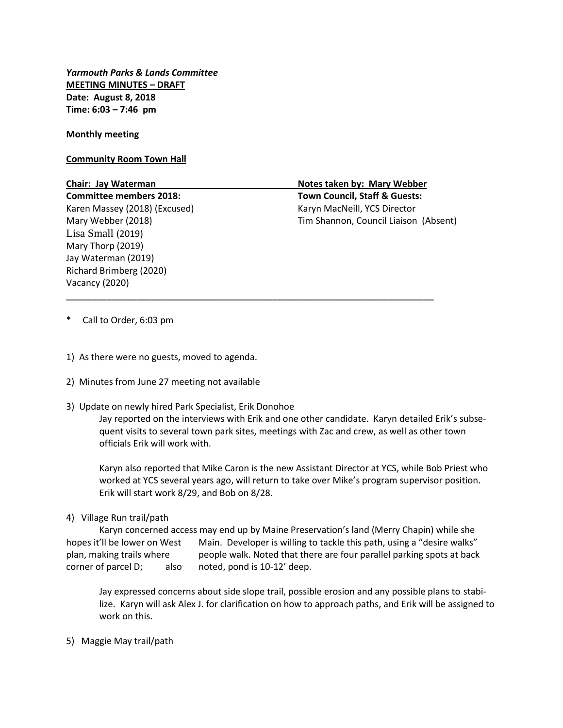***Yarmouth Parks & Lands Committee***
**MEETING MINUTES – DRAFT**
**Date: August 8, 2018**
**Time: 6:03 – 7:46 pm**

**Monthly meeting**

**Community Room Town Hall**

**Chair: Jay Waterman**

**Notes taken by: Mary Webber**

**Committee members 2018:**
Karen Massey (2018) (Excused)
Mary Webber (2018)
Lisa Small (2019)
Mary Thorp (2019)
Jay Waterman (2019)
Richard Brimberg (2020)
Vacancy (2020)

**Town Council, Staff & Guests:**
Karyn MacNeill, YCS Director
Tim Shannon, Council Liaison (Absent)

---

\* Call to Order, 6:03 pm

1) As there were no guests, moved to agenda.

2) Minutes from June 27 meeting not available

3) Update on newly hired Park Specialist, Erik Donohoe

Jay reported on the interviews with Erik and one other candidate. Karyn detailed Erik's subsequent visits to several town park sites, meetings with Zac and crew, as well as other town officials Erik will work with.

Karyn also reported that Mike Caron is the new Assistant Director at YCS, while Bob Priest who worked at YCS several years ago, will return to take over Mike's program supervisor position. Erik will start work 8/29, and Bob on 8/28.

4) Village Run trail/path

Karyn concerned access may end up by Maine Preservation's land (Merry Chapin) while she hopes it'll be lower on West Main. Developer is willing to tackle this path, using a "desire walks" plan, making trails where people walk. Noted that there are four parallel parking spots at back corner of parcel D; also noted, pond is 10-12' deep.

Jay expressed concerns about side slope trail, possible erosion and any possible plans to stabilize. Karyn will ask Alex J. for clarification on how to approach paths, and Erik will be assigned to work on this.

5) Maggie May trail/path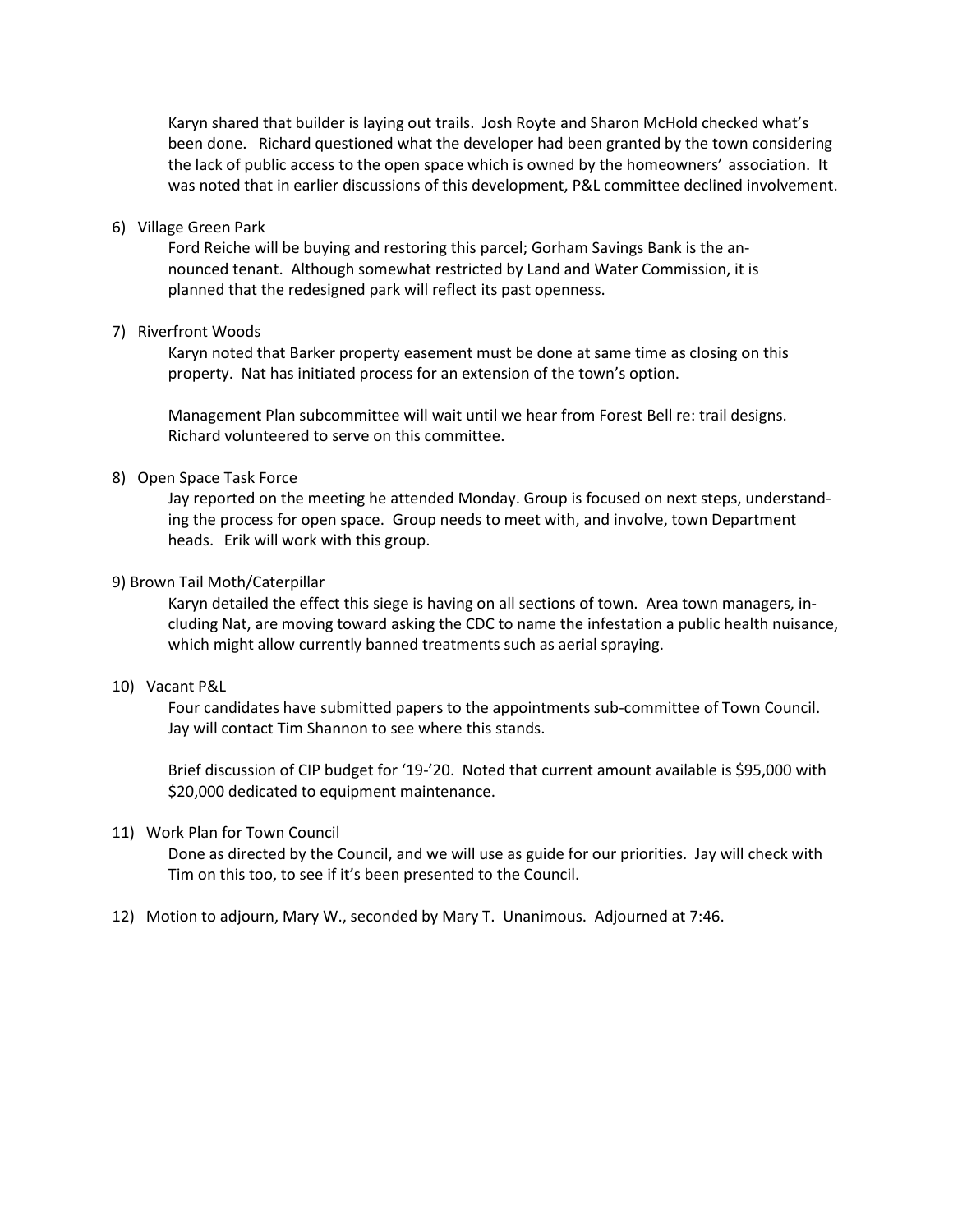Karyn shared that builder is laying out trails. Josh Royte and Sharon McHold checked what's been done. Richard questioned what the developer had been granted by the town considering the lack of public access to the open space which is owned by the homeowners' association. It was noted that in earlier discussions of this development, P&L committee declined involvement.

6) Village Green Park

   Ford Reiche will be buying and restoring this parcel; Gorham Savings Bank is the announced tenant. Although somewhat restricted by Land and Water Commission, it is planned that the redesigned park will reflect its past openness.

7) Riverfront Woods

   Karyn noted that Barker property easement must be done at same time as closing on this property. Nat has initiated process for an extension of the town's option.

   Management Plan subcommittee will wait until we hear from Forest Bell re: trail designs. Richard volunteered to serve on this committee.

8) Open Space Task Force

   Jay reported on the meeting he attended Monday. Group is focused on next steps, understanding the process for open space. Group needs to meet with, and involve, town Department heads. Erik will work with this group.

9) Brown Tail Moth/Caterpillar

   Karyn detailed the effect this siege is having on all sections of town. Area town managers, including Nat, are moving toward asking the CDC to name the infestation a public health nuisance, which might allow currently banned treatments such as aerial spraying.

10) Vacant P&L

   Four candidates have submitted papers to the appointments sub-committee of Town Council. Jay will contact Tim Shannon to see where this stands.

   Brief discussion of CIP budget for '19-'20. Noted that current amount available is $95,000 with $20,000 dedicated to equipment maintenance.

11) Work Plan for Town Council

   Done as directed by the Council, and we will use as guide for our priorities. Jay will check with Tim on this too, to see if it's been presented to the Council.

12) Motion to adjourn, Mary W., seconded by Mary T. Unanimous. Adjourned at 7:46.